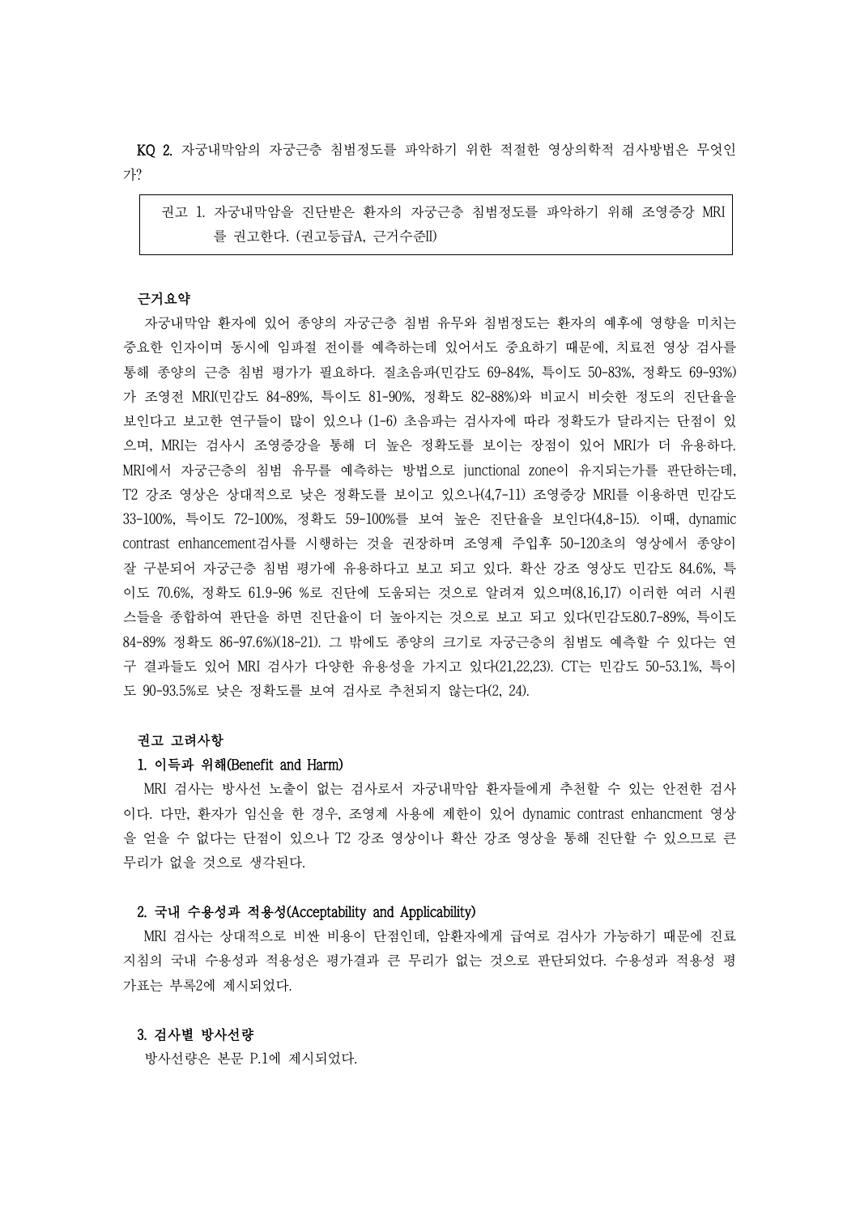**KQ 2. 자궁내막암의 자궁근층 침범정도를 파악하기 위한 적절한 영상의학적 검사방법은 무엇인가?**

> 권고 1. 자궁내막암을 진단받은 환자의 자궁근층 침범정도를 파악하기 위해 조영증강 MRI를 권고한다. (권고등급A, 근거수준II)

**근거요약**

자궁내막암 환자에 있어 종양의 자궁근층 침범 유무와 침범정도는 환자의 예후에 영향을 미치는 중요한 인자이며 동시에 임파절 전이를 예측하는데 있어서도 중요하기 때문에, 치료전 영상 검사를 통해 종양의 근층 침범 평가가 필요하다. 질초음파(민감도 69-84%, 특이도 50-83%, 정확도 69-93%)가 조영전 MRI(민감도 84-89%, 특이도 81-90%, 정확도 82-88%)와 비교시 비슷한 정도의 진단율을 보인다고 보고한 연구들이 많이 있으나 (1-6) 초음파는 검사자에 따라 정확도가 달라지는 단점이 있으며, MRI는 검사시 조영증강을 통해 더 높은 정확도를 보이는 장점이 있어 MRI가 더 유용하다. MRI에서 자궁근층의 침범 유무를 예측하는 방법으로 junctional zone이 유지되는가를 판단하는데, T2 강조 영상은 상대적으로 낮은 정확도를 보이고 있으나(4,7-11) 조영증강 MRI를 이용하면 민감도 33-100%, 특이도 72-100%, 정확도 59-100%를 보여 높은 진단율을 보인다(4,8-15). 이때, dynamic contrast enhancement검사를 시행하는 것을 권장하며 조영제 주입후 50-120초의 영상에서 종양이 잘 구분되어 자궁근층 침범 평가에 유용하다고 보고 되고 있다. 확산 강조 영상도 민감도 84.6%, 특이도 70.6%, 정확도 61.9-96 %로 진단에 도움되는 것으로 알려져 있으며(8,16,17) 이러한 여러 시퀀스들을 종합하여 판단을 하면 진단율이 더 높아지는 것으로 보고 되고 있다(민감도80.7-89%, 특이도 84-89% 정확도 86-97.6%)(18-21). 그 밖에도 종양의 크기로 자궁근층의 침범도 예측할 수 있다는 연구 결과들도 있어 MRI 검사가 다양한 유용성을 가지고 있다(21,22,23). CT는 민감도 50-53.1%, 특이도 90-93.5%로 낮은 정확도를 보여 검사로 추천되지 않는다(2, 24).

**권고 고려사항**

**1. 이득과 위해(Benefit and Harm)**

MRI 검사는 방사선 노출이 없는 검사로서 자궁내막암 환자들에게 추천할 수 있는 안전한 검사이다. 다만, 환자가 임신을 한 경우, 조영제 사용에 제한이 있어 dynamic contrast enhancment 영상을 얻을 수 없다는 단점이 있으나 T2 강조 영상이나 확산 강조 영상을 통해 진단할 수 있으므로 큰 무리가 없을 것으로 생각된다.

**2. 국내 수용성과 적용성(Acceptability and Applicability)**

MRI 검사는 상대적으로 비싼 비용이 단점인데, 암환자에게 급여로 검사가 가능하기 때문에 진료지침의 국내 수용성과 적용성은 평가결과 큰 무리가 없는 것으로 판단되었다. 수용성과 적용성 평가표는 부록2에 제시되었다.

**3. 검사별 방사선량**

방사선량은 본문 P.1에 제시되었다.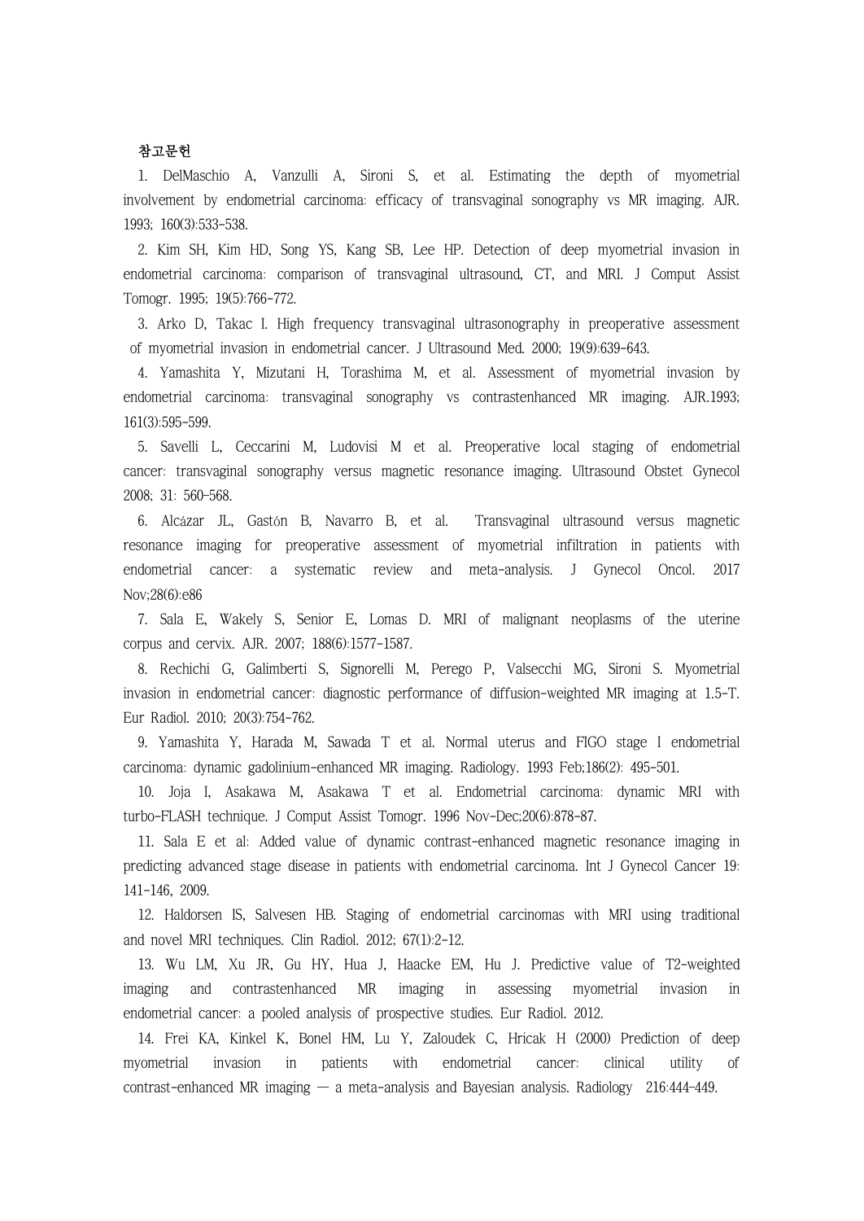**참고문헌**

1. DelMaschio A, Vanzulli A, Sironi S, et al. Estimating the depth of myometrial involvement by endometrial carcinoma: efficacy of transvaginal sonography vs MR imaging. AJR. 1993; 160(3):533-538.

2. Kim SH, Kim HD, Song YS, Kang SB, Lee HP. Detection of deep myometrial invasion in endometrial carcinoma: comparison of transvaginal ultrasound, CT, and MRI. J Comput Assist Tomogr. 1995; 19(5):766-772.

3. Arko D, Takac I. High frequency transvaginal ultrasonography in preoperative assessment of myometrial invasion in endometrial cancer. J Ultrasound Med. 2000; 19(9):639-643.

4. Yamashita Y, Mizutani H, Torashima M, et al. Assessment of myometrial invasion by endometrial carcinoma: transvaginal sonography vs contrastenhanced MR imaging. AJR.1993; 161(3):595-599.

5. Savelli L, Ceccarini M, Ludovisi M et al. Preoperative local staging of endometrial cancer: transvaginal sonography versus magnetic resonance imaging. Ultrasound Obstet Gynecol 2008; 31: 560-568.

6. Alcázar JL, Gastón B, Navarro B, et al. Transvaginal ultrasound versus magnetic resonance imaging for preoperative assessment of myometrial infiltration in patients with endometrial cancer: a systematic review and meta-analysis. J Gynecol Oncol. 2017 Nov;28(6):e86

7. Sala E, Wakely S, Senior E, Lomas D. MRI of malignant neoplasms of the uterine corpus and cervix. AJR. 2007; 188(6):1577-1587.

8. Rechichi G, Galimberti S, Signorelli M, Perego P, Valsecchi MG, Sironi S. Myometrial invasion in endometrial cancer: diagnostic performance of diffusion-weighted MR imaging at 1.5-T. Eur Radiol. 2010; 20(3):754-762.

9. Yamashita Y, Harada M, Sawada T et al. Normal uterus and FIGO stage I endometrial carcinoma: dynamic gadolinium-enhanced MR imaging. Radiology. 1993 Feb;186(2): 495-501.

10. Joja I, Asakawa M, Asakawa T et al. Endometrial carcinoma: dynamic MRI with turbo-FLASH technique. J Comput Assist Tomogr. 1996 Nov-Dec;20(6):878-87.

11. Sala E et al: Added value of dynamic contrast-enhanced magnetic resonance imaging in predicting advanced stage disease in patients with endometrial carcinoma. Int J Gynecol Cancer 19: 141-146, 2009.

12. Haldorsen IS, Salvesen HB. Staging of endometrial carcinomas with MRI using traditional and novel MRI techniques. Clin Radiol. 2012; 67(1):2-12.

13. Wu LM, Xu JR, Gu HY, Hua J, Haacke EM, Hu J. Predictive value of T2-weighted imaging and contrastenhanced MR imaging in assessing myometrial invasion in endometrial cancer: a pooled analysis of prospective studies. Eur Radiol. 2012.

14. Frei KA, Kinkel K, Bonel HM, Lu Y, Zaloudek C, Hricak H (2000) Prediction of deep myometrial invasion in patients with endometrial cancer: clinical utility of contrast-enhanced MR imaging — a meta-analysis and Bayesian analysis. Radiology 216:444-449.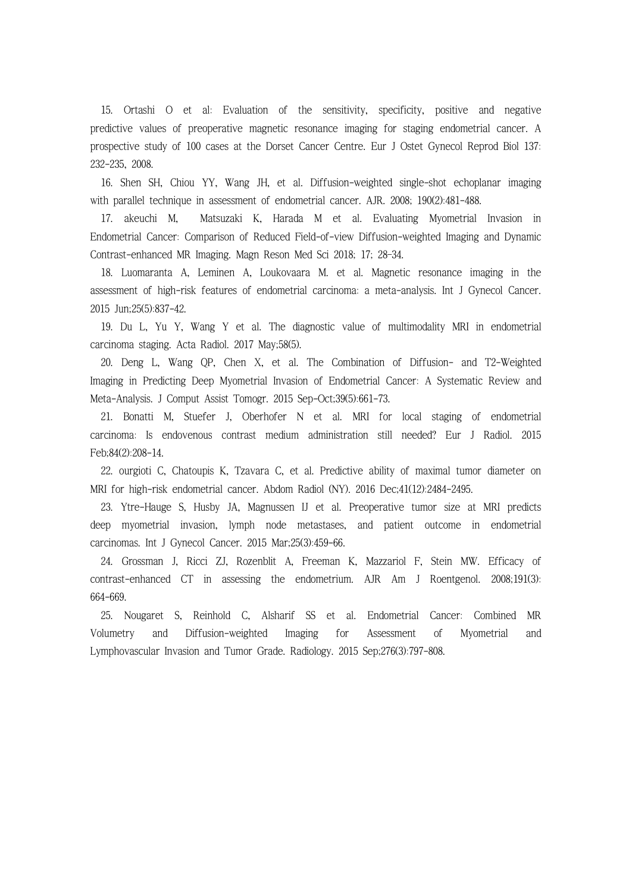15. Ortashi O et al: Evaluation of the sensitivity, specificity, positive and negative predictive values of preoperative magnetic resonance imaging for staging endometrial cancer. A prospective study of 100 cases at the Dorset Cancer Centre. Eur J Ostet Gynecol Reprod Biol 137: 232-235, 2008.

16. Shen SH, Chiou YY, Wang JH, et al. Diffusion-weighted single-shot echoplanar imaging with parallel technique in assessment of endometrial cancer. AJR. 2008; 190(2):481-488.

17. akeuchi M, Matsuzaki K, Harada M et al. Evaluating Myometrial Invasion in Endometrial Cancer: Comparison of Reduced Field-of-view Diffusion-weighted Imaging and Dynamic Contrast-enhanced MR Imaging. Magn Reson Med Sci 2018; 17; 28-34.

18. Luomaranta A, Leminen A, Loukovaara M. et al. Magnetic resonance imaging in the assessment of high-risk features of endometrial carcinoma: a meta-analysis. Int J Gynecol Cancer. 2015 Jun;25(5):837-42.

19. Du L, Yu Y, Wang Y et al. The diagnostic value of multimodality MRI in endometrial carcinoma staging. Acta Radiol. 2017 May;58(5).

20. Deng L, Wang QP, Chen X, et al. The Combination of Diffusion- and T2-Weighted Imaging in Predicting Deep Myometrial Invasion of Endometrial Cancer: A Systematic Review and Meta-Analysis. J Comput Assist Tomogr. 2015 Sep-Oct;39(5):661-73.

21. Bonatti M, Stuefer J, Oberhofer N et al. MRI for local staging of endometrial carcinoma: Is endovenous contrast medium administration still needed? Eur J Radiol. 2015 Feb;84(2):208-14.

22. ourgioti C, Chatoupis K, Tzavara C, et al. Predictive ability of maximal tumor diameter on MRI for high-risk endometrial cancer. Abdom Radiol (NY). 2016 Dec;41(12):2484-2495.

23. Ytre-Hauge S, Husby JA, Magnussen IJ et al. Preoperative tumor size at MRI predicts deep myometrial invasion, lymph node metastases, and patient outcome in endometrial carcinomas. Int J Gynecol Cancer. 2015 Mar;25(3):459-66.

24. Grossman J, Ricci ZJ, Rozenblit A, Freeman K, Mazzariol F, Stein MW. Efficacy of contrast-enhanced CT in assessing the endometrium. AJR Am J Roentgenol. 2008;191(3): 664-669.

25. Nougaret S, Reinhold C, Alsharif SS et al. Endometrial Cancer: Combined MR Volumetry and Diffusion-weighted Imaging for Assessment of Myometrial and Lymphovascular Invasion and Tumor Grade. Radiology. 2015 Sep;276(3):797-808.